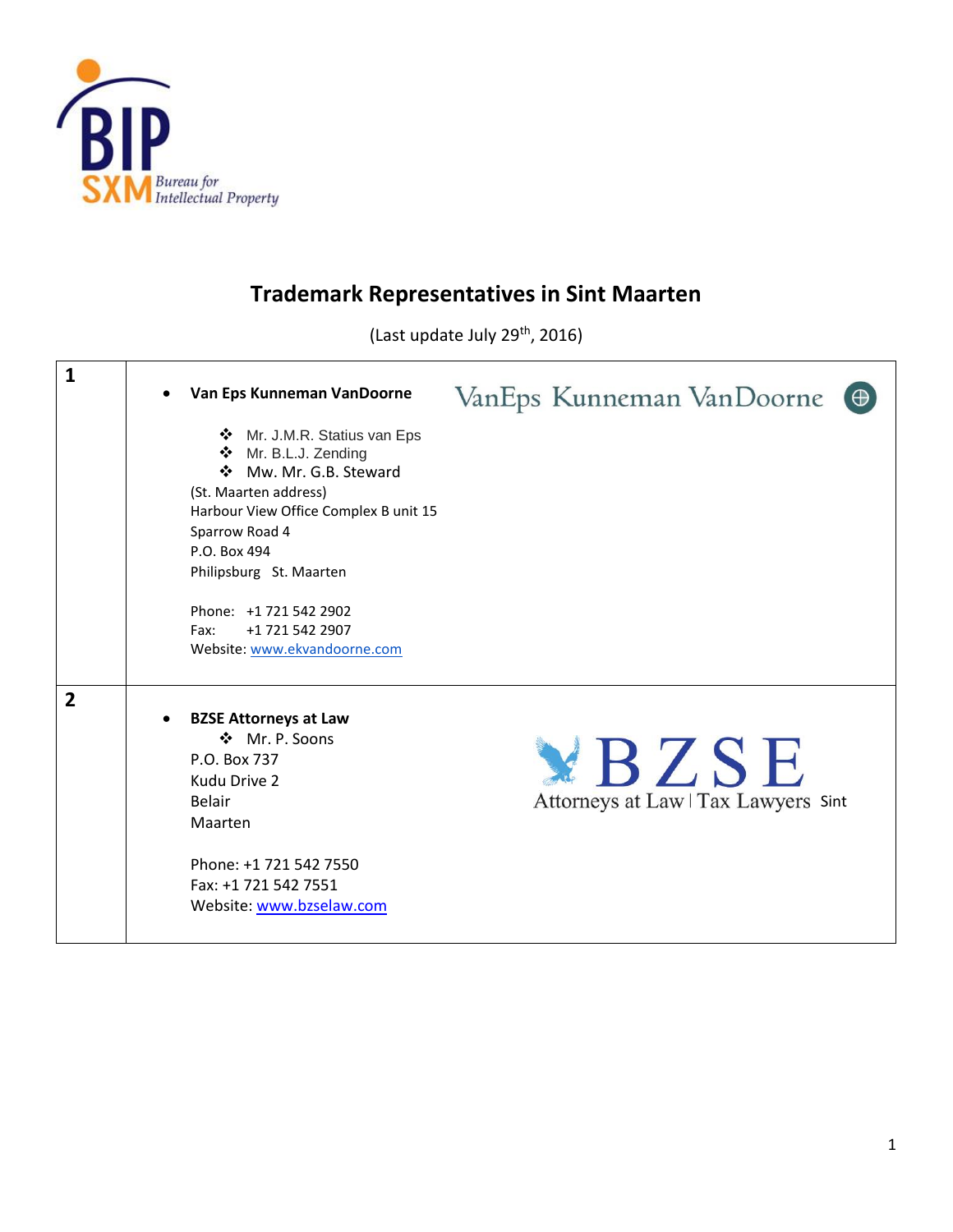# Trademark Representatives in Sint Maarten

(Last update July 29th, 2016)

| | |
|---|---|
| **1** | • **Van Eps Kunneman VanDoorne**<br>❖ Mr. J.M.R. Statius van Eps<br>❖ Mr. B.L.J. Zending<br>❖ Mw. Mr. G.B. Steward<br>(St. Maarten address)<br>Harbour View Office Complex B unit 15<br>Sparrow Road 4<br>P.O. Box 494<br>Philipsburg St. Maarten<br><br>Phone: +1 721 542 2902<br>Fax: +1 721 542 2907<br>Website: www.ekvandoorne.com |
| **2** | • **BZSE Attorneys at Law**<br>❖ Mr. P. Soons<br>P.O. Box 737<br>Kudu Drive 2<br>Belair<br>Sint Maarten<br><br>Phone: +1 721 542 7550<br>Fax: +1 721 542 7551<br>Website: www.bzselaw.com |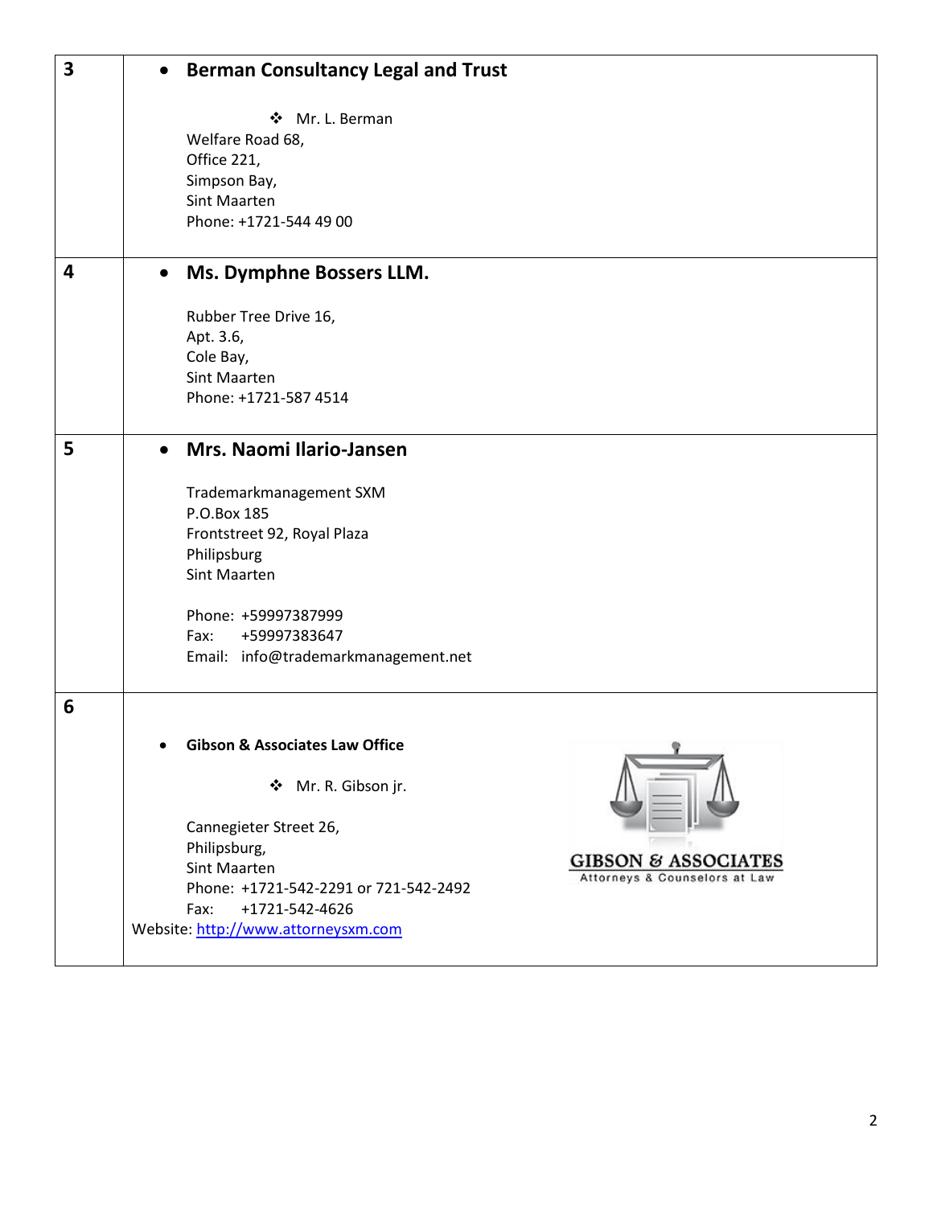| | |
|---|---|
| **3** | • **Berman Consultancy Legal and Trust**<br><br>❖ Mr. L. Berman<br>Welfare Road 68,<br>Office 221,<br>Simpson Bay,<br>Sint Maarten<br>Phone: +1721-544 49 00 |
| **4** | • **Ms. Dymphne Bossers LLM.**<br><br>Rubber Tree Drive 16,<br>Apt. 3.6,<br>Cole Bay,<br>Sint Maarten<br>Phone: +1721-587 4514 |
| **5** | • **Mrs. Naomi Ilario-Jansen**<br><br>Trademarkmanagement SXM<br>P.O.Box 185<br>Frontstreet 92, Royal Plaza<br>Philipsburg<br>Sint Maarten<br><br>Phone: +59997387999<br>Fax: +59997383647<br>Email: info@trademarkmanagement.net |
| **6** | • **Gibson & Associates Law Office**<br><br>❖ Mr. R. Gibson jr.<br><br>Cannegieter Street 26,<br>Philipsburg,<br>Sint Maarten<br>Phone: +1721-542-2291 or 721-542-2492<br>Fax: +1721-542-4626<br>Website: http://www.attorneysxm.com<br><br>GIBSON & ASSOCIATES<br>Attorneys & Counselors at Law |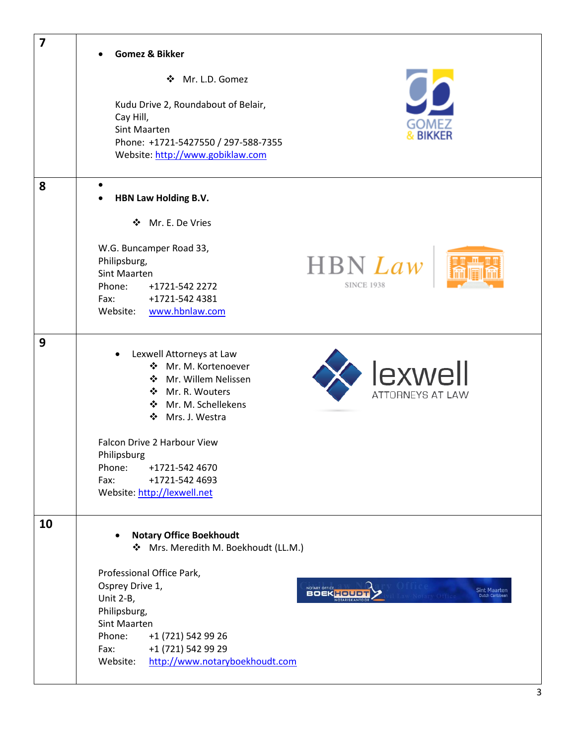| | |
|---|---|
| **7** | • **Gomez & Bikker**<br>❖ Mr. L.D. Gomez<br><br>Kudu Drive 2, Roundabout of Belair,<br>Cay Hill,<br>Sint Maarten<br>Phone: +1721-5427550 / 297-588-7355<br>Website: http://www.gobiklaw.com |
| **8** | • **HBN Law Holding B.V.**<br>❖ Mr. E. De Vries<br><br>W.G. Buncamper Road 33,<br>Philipsburg,<br>Sint Maarten<br>Phone: +1721-542 2272<br>Fax: +1721-542 4381<br>Website: www.hbnlaw.com |
| **9** | • Lexwell Attorneys at Law<br>❖ Mr. M. Kortenoever<br>❖ Mr. Willem Nelissen<br>❖ Mr. R. Wouters<br>❖ Mr. M. Schellekens<br>❖ Mrs. J. Westra<br><br>Falcon Drive 2 Harbour View<br>Philipsburg<br>Phone: +1721-542 4670<br>Fax: +1721-542 4693<br>Website: http://lexwell.net |
| **10** | • **Notary Office Boekhoudt**<br>❖ Mrs. Meredith M. Boekhoudt (LL.M.)<br><br>Professional Office Park,<br>Osprey Drive 1,<br>Unit 2-B,<br>Philipsburg,<br>Sint Maarten<br>Phone: +1 (721) 542 99 26<br>Fax: +1 (721) 542 99 29<br>Website: http://www.notaryboekhoudt.com |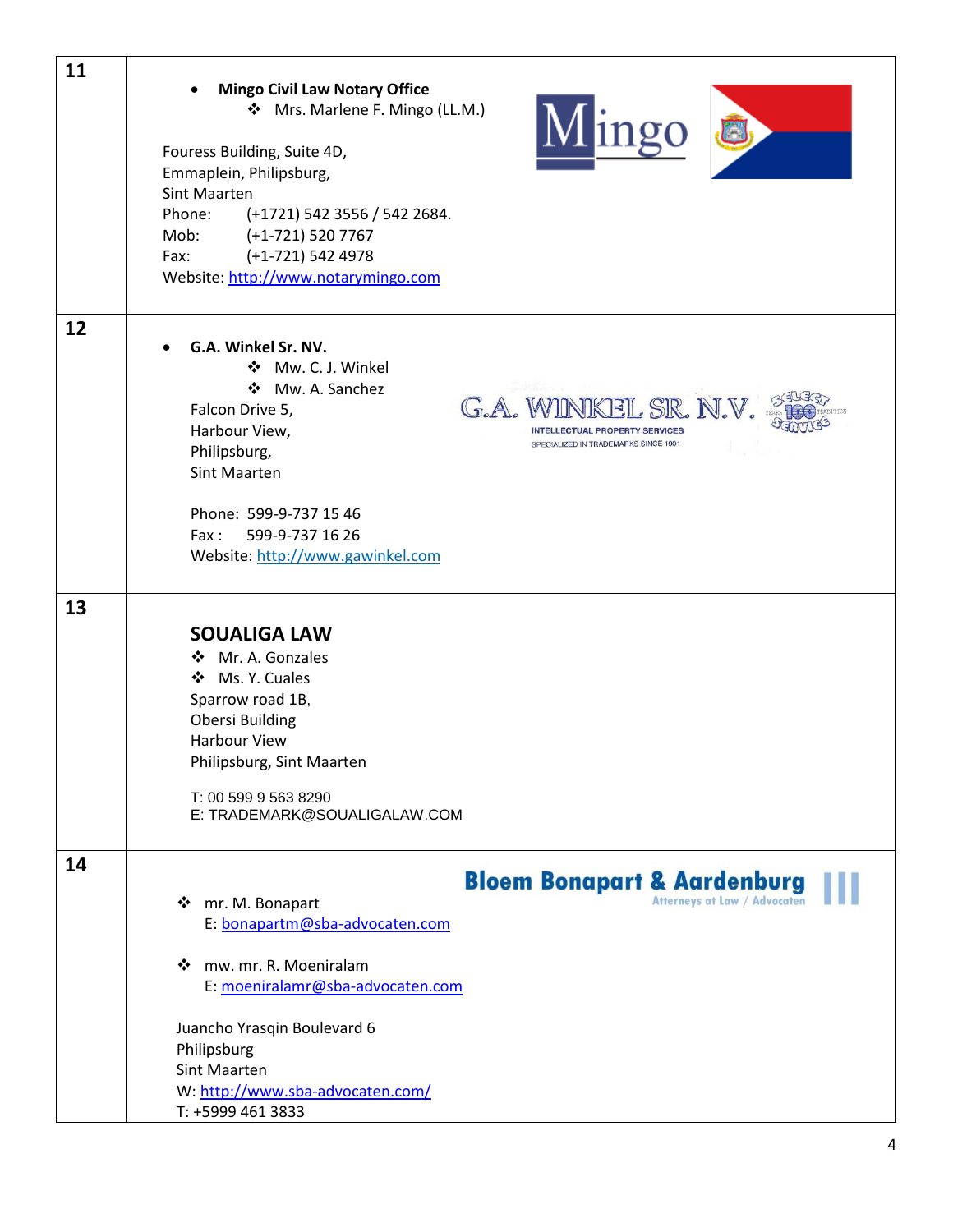| | |
|---|---|
| **11** | • **Mingo Civil Law Notary Office**<br>❖ Mrs. Marlene F. Mingo (LL.M.)<br><br>Fouress Building, Suite 4D,<br>Emmaplein, Philipsburg,<br>Sint Maarten<br>Phone: (+1721) 542 3556 / 542 2684.<br>Mob: (+1-721) 520 7767<br>Fax: (+1-721) 542 4978<br>Website: http://www.notarymingo.com |
| **12** | • **G.A. Winkel Sr. NV.**<br>❖ Mw. C. J. Winkel<br>❖ Mw. A. Sanchez<br>Falcon Drive 5,<br>Harbour View,<br>Philipsburg,<br>Sint Maarten<br><br>Phone: 599-9-737 15 46<br>Fax : 599-9-737 16 26<br>Website: http://www.gawinkel.com |
| **13** | **SOUALIGA LAW**<br>❖ Mr. A. Gonzales<br>❖ Ms. Y. Cuales<br>Sparrow road 1B,<br>Obersi Building<br>Harbour View<br>Philipsburg, Sint Maarten<br><br>T: 00 599 9 563 8290<br>E: TRADEMARK@SOUALIGALAW.COM |
| **14** | **Bloem Bonapart & Aardenburg**<br>❖ mr. M. Bonapart<br>E: bonapartm@sba-advocaten.com<br><br>❖ mw. mr. R. Moeniralam<br>E: moeniralamr@sba-advocaten.com<br><br>Juancho Yrasqin Boulevard 6<br>Philipsburg<br>Sint Maarten<br>W: http://www.sba-advocaten.com/<br>T: +5999 461 3833 |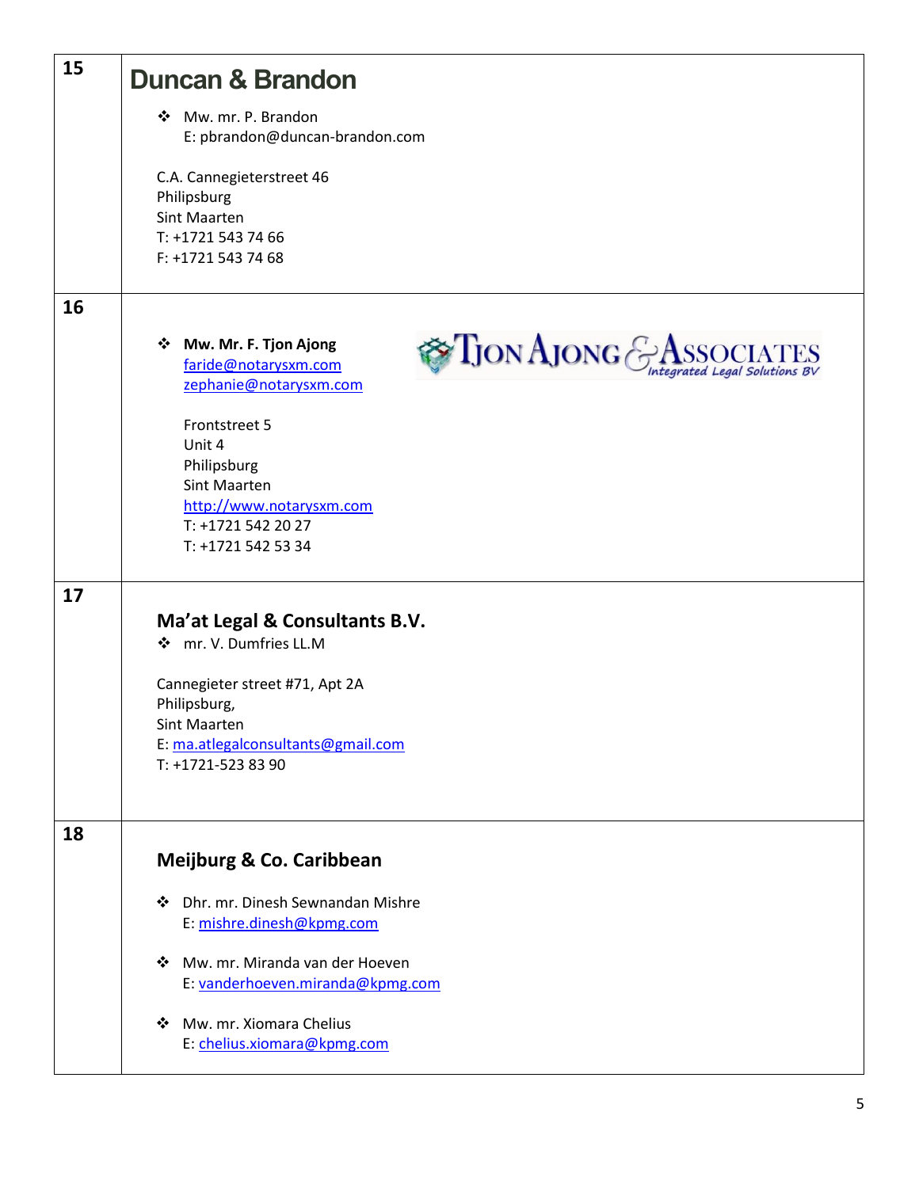| | |
|---|---|
| **15** | **Duncan & Brandon**<br><br>❖ Mw. mr. P. Brandon<br>E: pbrandon@duncan-brandon.com<br><br>C.A. Cannegieterstreet 46<br>Philipsburg<br>Sint Maarten<br>T: +1721 543 74 66<br>F: +1721 543 74 68 |
| **16** | Tjon Ajong & Associates *Integrated Legal Solutions BV*<br><br>❖ **Mw. Mr. F. Tjon Ajong**<br>faride@notarysxm.com<br>zephanie@notarysxm.com<br><br>Frontstreet 5<br>Unit 4<br>Philipsburg<br>Sint Maarten<br>http://www.notarysxm.com<br>T: +1721 542 20 27<br>T: +1721 542 53 34 |
| **17** | **Ma'at Legal & Consultants B.V.**<br>❖ mr. V. Dumfries LL.M<br><br>Cannegieter street #71, Apt 2A<br>Philipsburg,<br>Sint Maarten<br>E: ma.atlegalconsultants@gmail.com<br>T: +1721-523 83 90 |
| **18** | **Meijburg & Co. Caribbean**<br><br>❖ Dhr. mr. Dinesh Sewnandan Mishre<br>E: mishre.dinesh@kpmg.com<br><br>❖ Mw. mr. Miranda van der Hoeven<br>E: vanderhoeven.miranda@kpmg.com<br><br>❖ Mw. mr. Xiomara Chelius<br>E: chelius.xiomara@kpmg.com |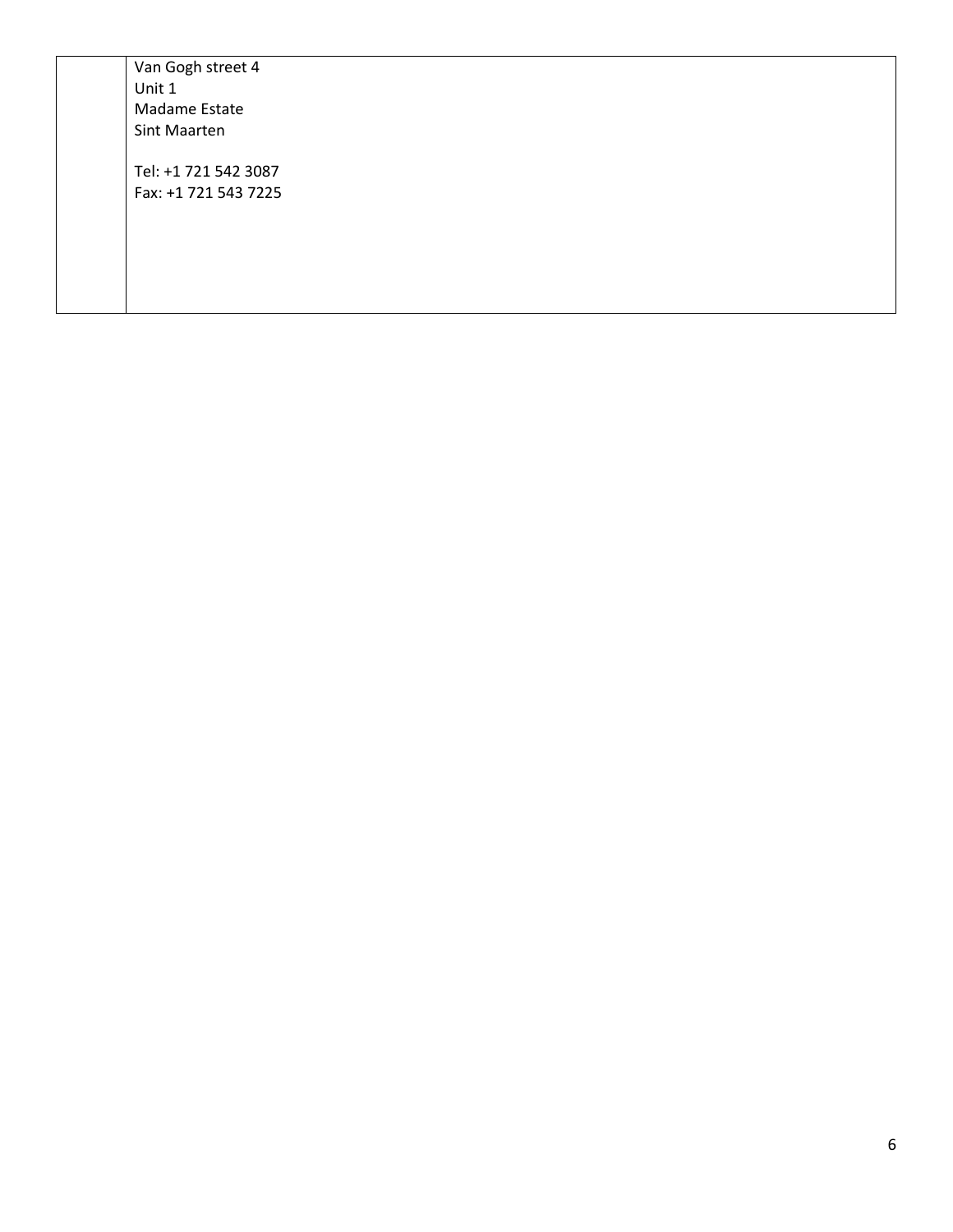| | |
|---|---|
| | Van Gogh street 4<br>Unit 1<br>Madame Estate<br>Sint Maarten<br><br>Tel: +1 721 542 3087<br>Fax: +1 721 543 7225 |